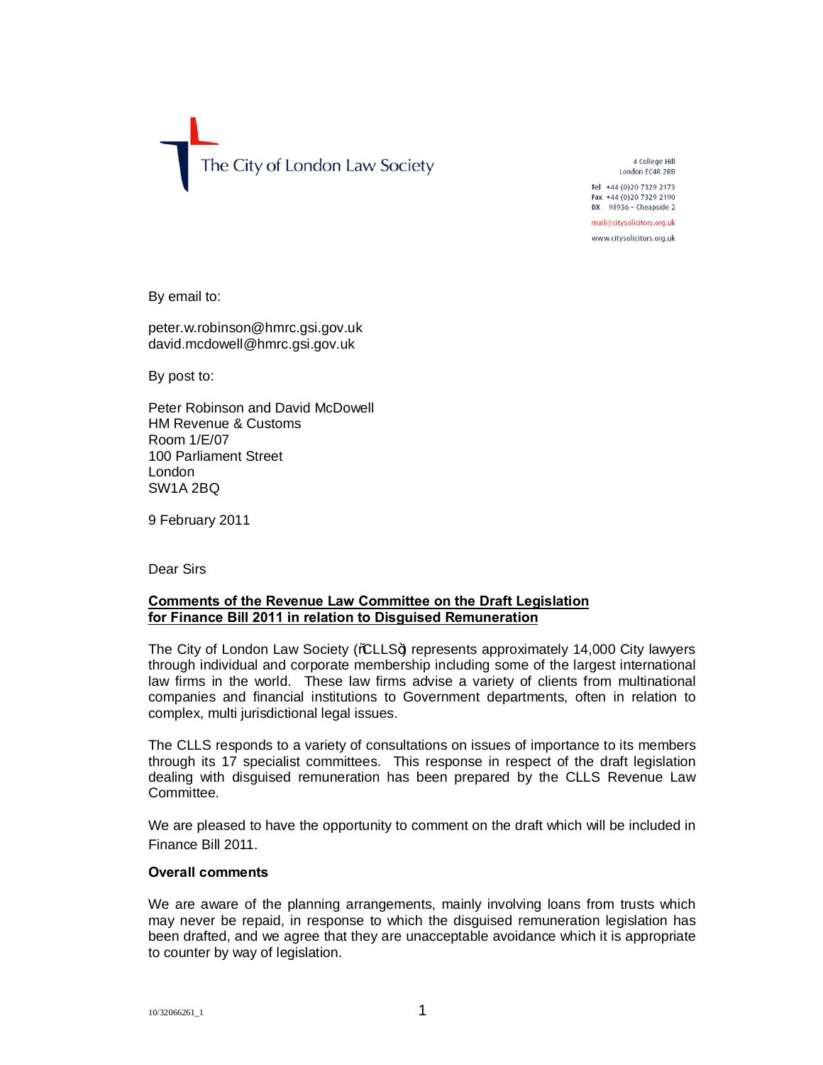The City of London Law Society

4 College Hill
London EC4R 2RB

Tel +44 (0)20 7329 2173
Fax +44 (0)20 7329 2190
DX 98936 – Cheapside 2

mail@citysolicitors.org.uk

www.citysolicitors.org.uk

By email to:

peter.w.robinson@hmrc.gsi.gov.uk
david.mcdowell@hmrc.gsi.gov.uk

By post to:

Peter Robinson and David McDowell
HM Revenue & Customs
Room 1/E/07
100 Parliament Street
London
SW1A 2BQ

9 February 2011

Dear Sirs

**Comments of the Revenue Law Committee on the Draft Legislation for Finance Bill 2011 in relation to Disguised Remuneration**

The City of London Law Society ("CLLS") represents approximately 14,000 City lawyers through individual and corporate membership including some of the largest international law firms in the world. These law firms advise a variety of clients from multinational companies and financial institutions to Government departments, often in relation to complex, multi jurisdictional legal issues.

The CLLS responds to a variety of consultations on issues of importance to its members through its 17 specialist committees. This response in respect of the draft legislation dealing with disguised remuneration has been prepared by the CLLS Revenue Law Committee.

We are pleased to have the opportunity to comment on the draft which will be included in Finance Bill 2011.

**Overall comments**

We are aware of the planning arrangements, mainly involving loans from trusts which may never be repaid, in response to which the disguised remuneration legislation has been drafted, and we agree that they are unacceptable avoidance which it is appropriate to counter by way of legislation.

10/32066261_1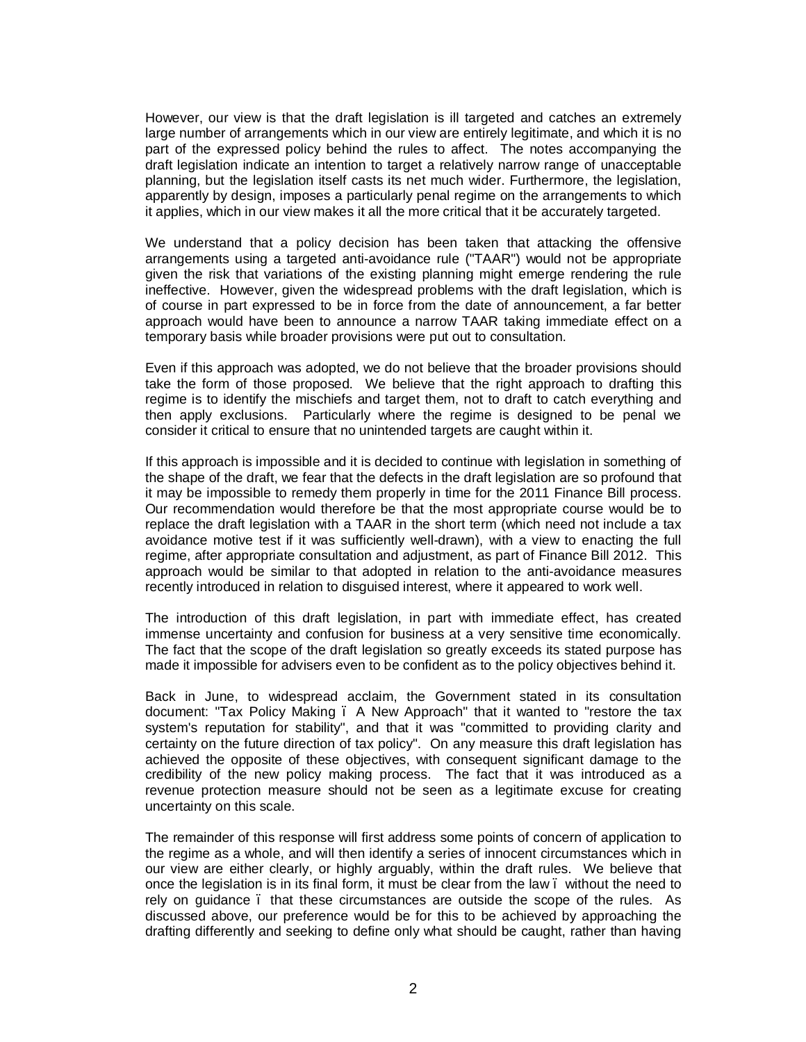However, our view is that the draft legislation is ill targeted and catches an extremely large number of arrangements which in our view are entirely legitimate, and which it is no part of the expressed policy behind the rules to affect. The notes accompanying the draft legislation indicate an intention to target a relatively narrow range of unacceptable planning, but the legislation itself casts its net much wider. Furthermore, the legislation, apparently by design, imposes a particularly penal regime on the arrangements to which it applies, which in our view makes it all the more critical that it be accurately targeted.

We understand that a policy decision has been taken that attacking the offensive arrangements using a targeted anti-avoidance rule ("TAAR") would not be appropriate given the risk that variations of the existing planning might emerge rendering the rule ineffective. However, given the widespread problems with the draft legislation, which is of course in part expressed to be in force from the date of announcement, a far better approach would have been to announce a narrow TAAR taking immediate effect on a temporary basis while broader provisions were put out to consultation.

Even if this approach was adopted, we do not believe that the broader provisions should take the form of those proposed. We believe that the right approach to drafting this regime is to identify the mischiefs and target them, not to draft to catch everything and then apply exclusions. Particularly where the regime is designed to be penal we consider it critical to ensure that no unintended targets are caught within it.

If this approach is impossible and it is decided to continue with legislation in something of the shape of the draft, we fear that the defects in the draft legislation are so profound that it may be impossible to remedy them properly in time for the 2011 Finance Bill process. Our recommendation would therefore be that the most appropriate course would be to replace the draft legislation with a TAAR in the short term (which need not include a tax avoidance motive test if it was sufficiently well-drawn), with a view to enacting the full regime, after appropriate consultation and adjustment, as part of Finance Bill 2012. This approach would be similar to that adopted in relation to the anti-avoidance measures recently introduced in relation to disguised interest, where it appeared to work well.

The introduction of this draft legislation, in part with immediate effect, has created immense uncertainty and confusion for business at a very sensitive time economically. The fact that the scope of the draft legislation so greatly exceeds its stated purpose has made it impossible for advisers even to be confident as to the policy objectives behind it.

Back in June, to widespread acclaim, the Government stated in its consultation document: "Tax Policy Making – A New Approach" that it wanted to "restore the tax system's reputation for stability", and that it was "committed to providing clarity and certainty on the future direction of tax policy". On any measure this draft legislation has achieved the opposite of these objectives, with consequent significant damage to the credibility of the new policy making process. The fact that it was introduced as a revenue protection measure should not be seen as a legitimate excuse for creating uncertainty on this scale.

The remainder of this response will first address some points of concern of application to the regime as a whole, and will then identify a series of innocent circumstances which in our view are either clearly, or highly arguably, within the draft rules. We believe that once the legislation is in its final form, it must be clear from the law – without the need to rely on guidance – that these circumstances are outside the scope of the rules. As discussed above, our preference would be for this to be achieved by approaching the drafting differently and seeking to define only what should be caught, rather than having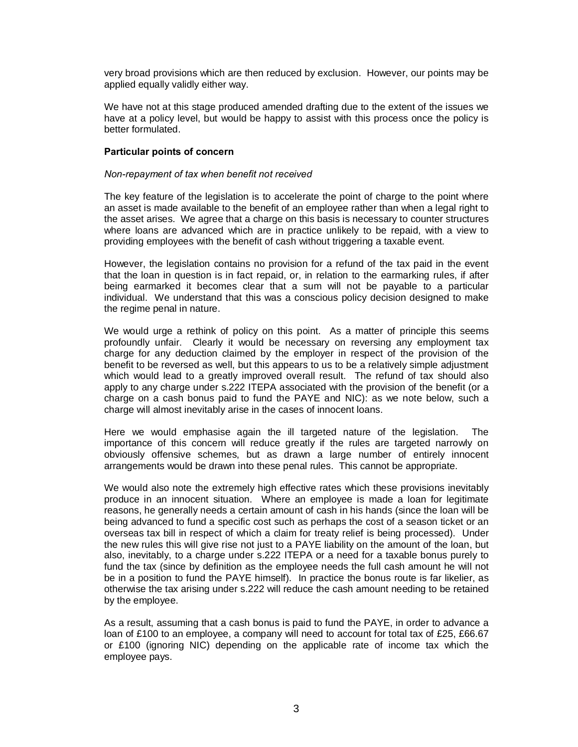very broad provisions which are then reduced by exclusion. However, our points may be applied equally validly either way.

We have not at this stage produced amended drafting due to the extent of the issues we have at a policy level, but would be happy to assist with this process once the policy is better formulated.

**Particular points of concern**

*Non-repayment of tax when benefit not received*

The key feature of the legislation is to accelerate the point of charge to the point where an asset is made available to the benefit of an employee rather than when a legal right to the asset arises. We agree that a charge on this basis is necessary to counter structures where loans are advanced which are in practice unlikely to be repaid, with a view to providing employees with the benefit of cash without triggering a taxable event.

However, the legislation contains no provision for a refund of the tax paid in the event that the loan in question is in fact repaid, or, in relation to the earmarking rules, if after being earmarked it becomes clear that a sum will not be payable to a particular individual. We understand that this was a conscious policy decision designed to make the regime penal in nature.

We would urge a rethink of policy on this point. As a matter of principle this seems profoundly unfair. Clearly it would be necessary on reversing any employment tax charge for any deduction claimed by the employer in respect of the provision of the benefit to be reversed as well, but this appears to us to be a relatively simple adjustment which would lead to a greatly improved overall result. The refund of tax should also apply to any charge under s.222 ITEPA associated with the provision of the benefit (or a charge on a cash bonus paid to fund the PAYE and NIC): as we note below, such a charge will almost inevitably arise in the cases of innocent loans.

Here we would emphasise again the ill targeted nature of the legislation. The importance of this concern will reduce greatly if the rules are targeted narrowly on obviously offensive schemes, but as drawn a large number of entirely innocent arrangements would be drawn into these penal rules. This cannot be appropriate.

We would also note the extremely high effective rates which these provisions inevitably produce in an innocent situation. Where an employee is made a loan for legitimate reasons, he generally needs a certain amount of cash in his hands (since the loan will be being advanced to fund a specific cost such as perhaps the cost of a season ticket or an overseas tax bill in respect of which a claim for treaty relief is being processed). Under the new rules this will give rise not just to a PAYE liability on the amount of the loan, but also, inevitably, to a charge under s.222 ITEPA or a need for a taxable bonus purely to fund the tax (since by definition as the employee needs the full cash amount he will not be in a position to fund the PAYE himself). In practice the bonus route is far likelier, as otherwise the tax arising under s.222 will reduce the cash amount needing to be retained by the employee.

As a result, assuming that a cash bonus is paid to fund the PAYE, in order to advance a loan of £100 to an employee, a company will need to account for total tax of £25, £66.67 or £100 (ignoring NIC) depending on the applicable rate of income tax which the employee pays.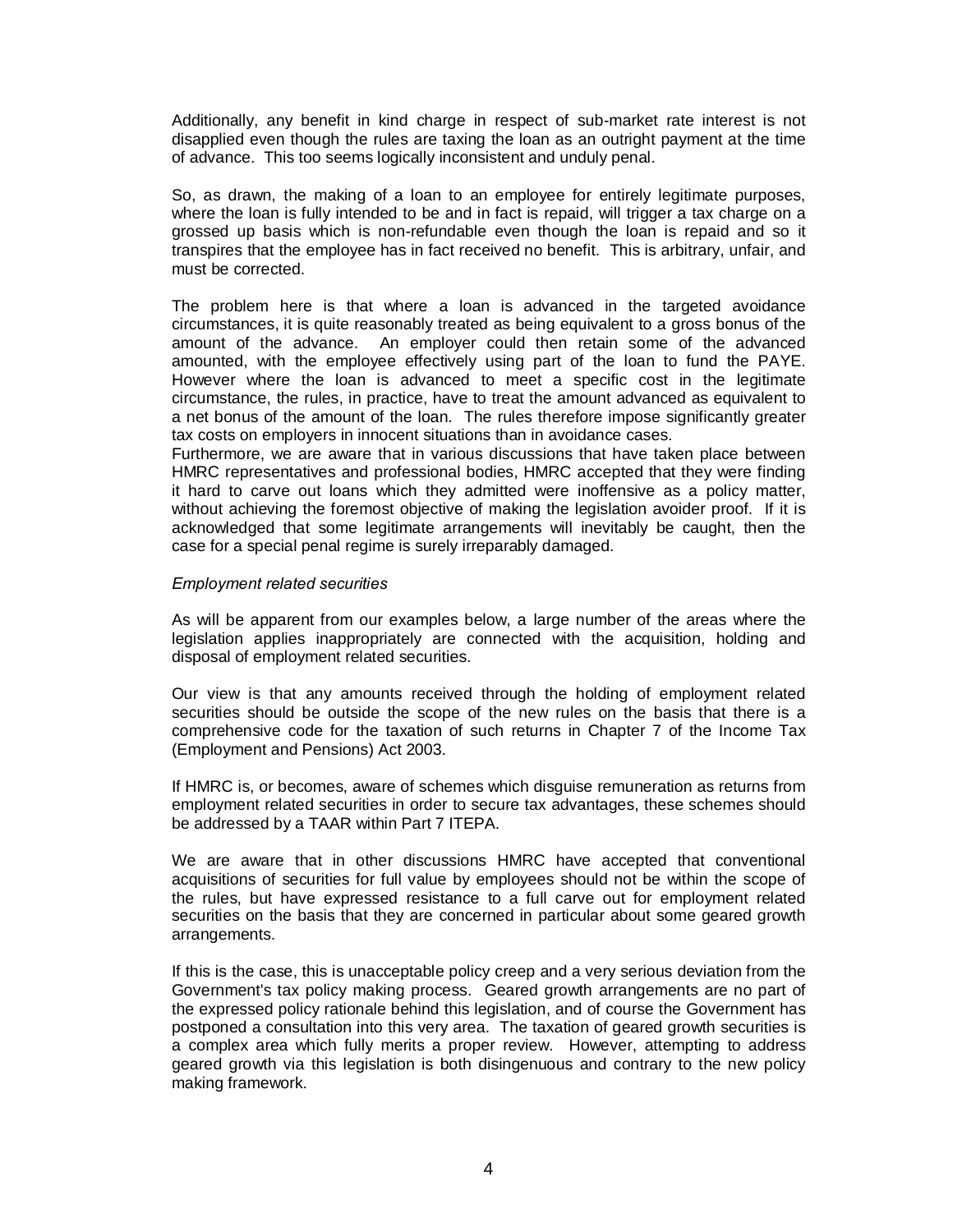Additionally, any benefit in kind charge in respect of sub-market rate interest is not disapplied even though the rules are taxing the loan as an outright payment at the time of advance. This too seems logically inconsistent and unduly penal.

So, as drawn, the making of a loan to an employee for entirely legitimate purposes, where the loan is fully intended to be and in fact is repaid, will trigger a tax charge on a grossed up basis which is non-refundable even though the loan is repaid and so it transpires that the employee has in fact received no benefit. This is arbitrary, unfair, and must be corrected.

The problem here is that where a loan is advanced in the targeted avoidance circumstances, it is quite reasonably treated as being equivalent to a gross bonus of the amount of the advance. An employer could then retain some of the advanced amounted, with the employee effectively using part of the loan to fund the PAYE. However where the loan is advanced to meet a specific cost in the legitimate circumstance, the rules, in practice, have to treat the amount advanced as equivalent to a net bonus of the amount of the loan. The rules therefore impose significantly greater tax costs on employers in innocent situations than in avoidance cases.
Furthermore, we are aware that in various discussions that have taken place between HMRC representatives and professional bodies, HMRC accepted that they were finding it hard to carve out loans which they admitted were inoffensive as a policy matter, without achieving the foremost objective of making the legislation avoider proof. If it is acknowledged that some legitimate arrangements will inevitably be caught, then the case for a special penal regime is surely irreparably damaged.

*Employment related securities*

As will be apparent from our examples below, a large number of the areas where the legislation applies inappropriately are connected with the acquisition, holding and disposal of employment related securities.

Our view is that any amounts received through the holding of employment related securities should be outside the scope of the new rules on the basis that there is a comprehensive code for the taxation of such returns in Chapter 7 of the Income Tax (Employment and Pensions) Act 2003.

If HMRC is, or becomes, aware of schemes which disguise remuneration as returns from employment related securities in order to secure tax advantages, these schemes should be addressed by a TAAR within Part 7 ITEPA.

We are aware that in other discussions HMRC have accepted that conventional acquisitions of securities for full value by employees should not be within the scope of the rules, but have expressed resistance to a full carve out for employment related securities on the basis that they are concerned in particular about some geared growth arrangements.

If this is the case, this is unacceptable policy creep and a very serious deviation from the Government's tax policy making process. Geared growth arrangements are no part of the expressed policy rationale behind this legislation, and of course the Government has postponed a consultation into this very area. The taxation of geared growth securities is a complex area which fully merits a proper review. However, attempting to address geared growth via this legislation is both disingenuous and contrary to the new policy making framework.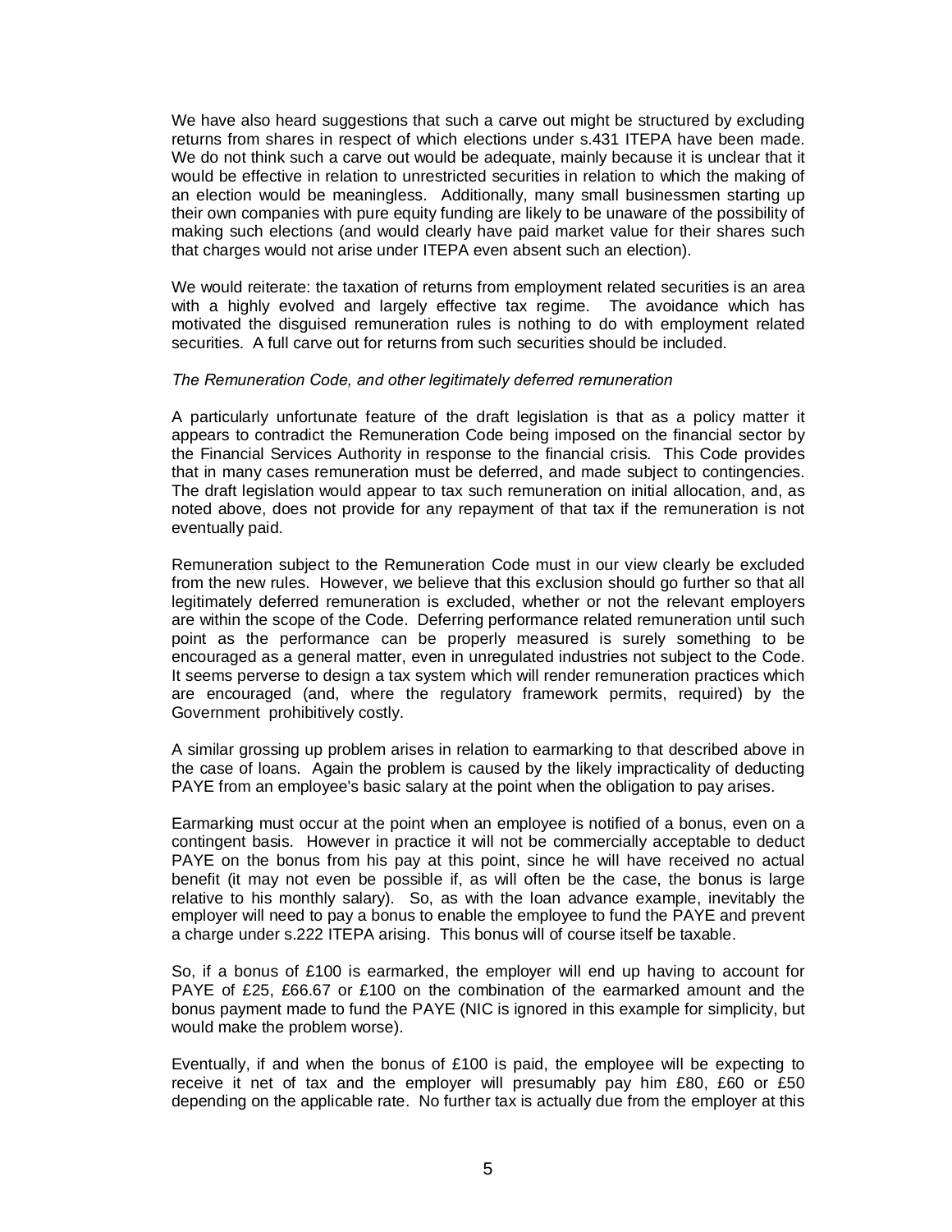We have also heard suggestions that such a carve out might be structured by excluding returns from shares in respect of which elections under s.431 ITEPA have been made. We do not think such a carve out would be adequate, mainly because it is unclear that it would be effective in relation to unrestricted securities in relation to which the making of an election would be meaningless. Additionally, many small businessmen starting up their own companies with pure equity funding are likely to be unaware of the possibility of making such elections (and would clearly have paid market value for their shares such that charges would not arise under ITEPA even absent such an election).

We would reiterate: the taxation of returns from employment related securities is an area with a highly evolved and largely effective tax regime. The avoidance which has motivated the disguised remuneration rules is nothing to do with employment related securities. A full carve out for returns from such securities should be included.

*The Remuneration Code, and other legitimately deferred remuneration*

A particularly unfortunate feature of the draft legislation is that as a policy matter it appears to contradict the Remuneration Code being imposed on the financial sector by the Financial Services Authority in response to the financial crisis. This Code provides that in many cases remuneration must be deferred, and made subject to contingencies. The draft legislation would appear to tax such remuneration on initial allocation, and, as noted above, does not provide for any repayment of that tax if the remuneration is not eventually paid.

Remuneration subject to the Remuneration Code must in our view clearly be excluded from the new rules. However, we believe that this exclusion should go further so that all legitimately deferred remuneration is excluded, whether or not the relevant employers are within the scope of the Code. Deferring performance related remuneration until such point as the performance can be properly measured is surely something to be encouraged as a general matter, even in unregulated industries not subject to the Code. It seems perverse to design a tax system which will render remuneration practices which are encouraged (and, where the regulatory framework permits, required) by the Government prohibitively costly.

A similar grossing up problem arises in relation to earmarking to that described above in the case of loans. Again the problem is caused by the likely impracticality of deducting PAYE from an employee's basic salary at the point when the obligation to pay arises.

Earmarking must occur at the point when an employee is notified of a bonus, even on a contingent basis. However in practice it will not be commercially acceptable to deduct PAYE on the bonus from his pay at this point, since he will have received no actual benefit (it may not even be possible if, as will often be the case, the bonus is large relative to his monthly salary). So, as with the loan advance example, inevitably the employer will need to pay a bonus to enable the employee to fund the PAYE and prevent a charge under s.222 ITEPA arising. This bonus will of course itself be taxable.

So, if a bonus of £100 is earmarked, the employer will end up having to account for PAYE of £25, £66.67 or £100 on the combination of the earmarked amount and the bonus payment made to fund the PAYE (NIC is ignored in this example for simplicity, but would make the problem worse).

Eventually, if and when the bonus of £100 is paid, the employee will be expecting to receive it net of tax and the employer will presumably pay him £80, £60 or £50 depending on the applicable rate. No further tax is actually due from the employer at this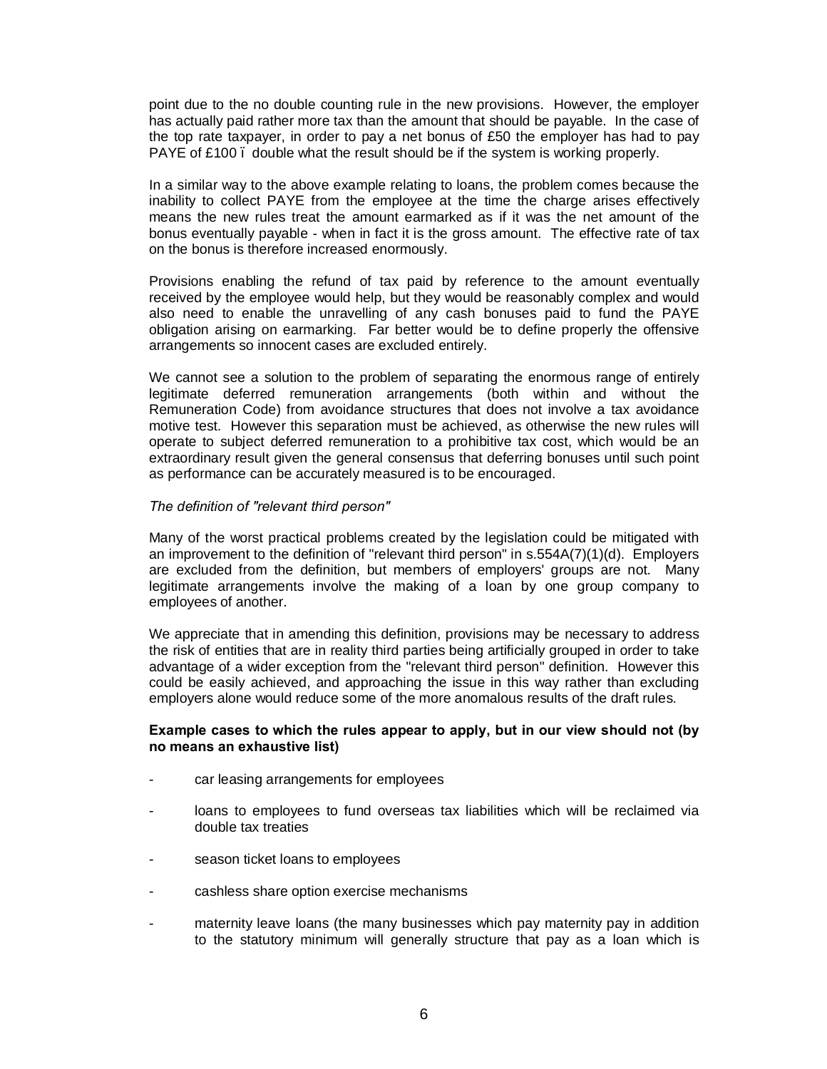point due to the no double counting rule in the new provisions. However, the employer has actually paid rather more tax than the amount that should be payable. In the case of the top rate taxpayer, in order to pay a net bonus of £50 the employer has had to pay PAYE of £100 ï double what the result should be if the system is working properly.

In a similar way to the above example relating to loans, the problem comes because the inability to collect PAYE from the employee at the time the charge arises effectively means the new rules treat the amount earmarked as if it was the net amount of the bonus eventually payable - when in fact it is the gross amount. The effective rate of tax on the bonus is therefore increased enormously.

Provisions enabling the refund of tax paid by reference to the amount eventually received by the employee would help, but they would be reasonably complex and would also need to enable the unravelling of any cash bonuses paid to fund the PAYE obligation arising on earmarking. Far better would be to define properly the offensive arrangements so innocent cases are excluded entirely.

We cannot see a solution to the problem of separating the enormous range of entirely legitimate deferred remuneration arrangements (both within and without the Remuneration Code) from avoidance structures that does not involve a tax avoidance motive test. However this separation must be achieved, as otherwise the new rules will operate to subject deferred remuneration to a prohibitive tax cost, which would be an extraordinary result given the general consensus that deferring bonuses until such point as performance can be accurately measured is to be encouraged.

*The definition of "relevant third person"*

Many of the worst practical problems created by the legislation could be mitigated with an improvement to the definition of "relevant third person" in s.554A(7)(1)(d). Employers are excluded from the definition, but members of employers' groups are not. Many legitimate arrangements involve the making of a loan by one group company to employees of another.

We appreciate that in amending this definition, provisions may be necessary to address the risk of entities that are in reality third parties being artificially grouped in order to take advantage of a wider exception from the "relevant third person" definition. However this could be easily achieved, and approaching the issue in this way rather than excluding employers alone would reduce some of the more anomalous results of the draft rules.

**Example cases to which the rules appear to apply, but in our view should not (by no means an exhaustive list)**

- car leasing arrangements for employees
- loans to employees to fund overseas tax liabilities which will be reclaimed via double tax treaties
- season ticket loans to employees
- cashless share option exercise mechanisms
- maternity leave loans (the many businesses which pay maternity pay in addition to the statutory minimum will generally structure that pay as a loan which is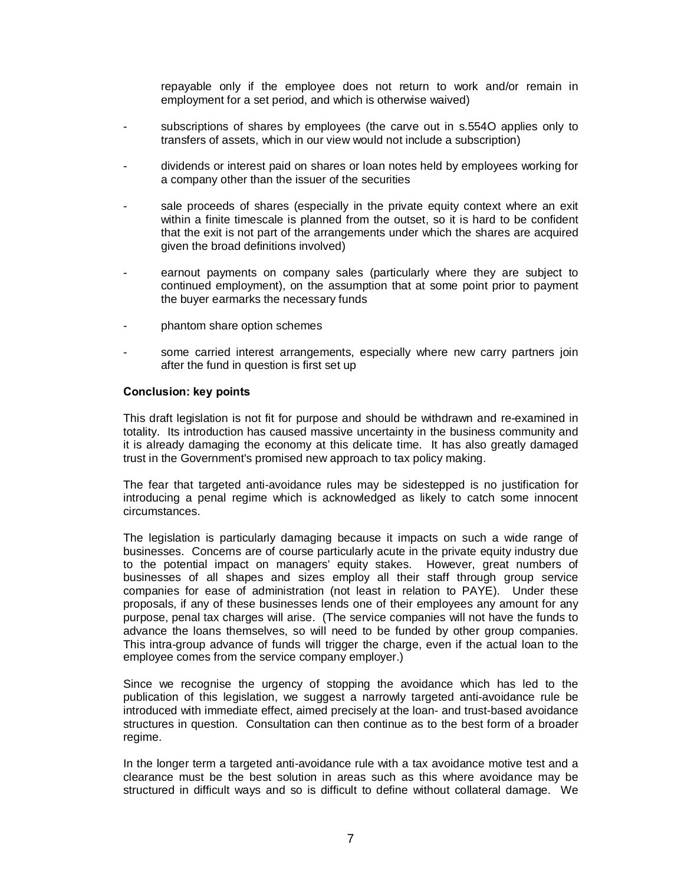repayable only if the employee does not return to work and/or remain in employment for a set period, and which is otherwise waived)

- subscriptions of shares by employees (the carve out in s.554O applies only to transfers of assets, which in our view would not include a subscription)
- dividends or interest paid on shares or loan notes held by employees working for a company other than the issuer of the securities
- sale proceeds of shares (especially in the private equity context where an exit within a finite timescale is planned from the outset, so it is hard to be confident that the exit is not part of the arrangements under which the shares are acquired given the broad definitions involved)
- earnout payments on company sales (particularly where they are subject to continued employment), on the assumption that at some point prior to payment the buyer earmarks the necessary funds
- phantom share option schemes
- some carried interest arrangements, especially where new carry partners join after the fund in question is first set up

**Conclusion: key points**

This draft legislation is not fit for purpose and should be withdrawn and re-examined in totality. Its introduction has caused massive uncertainty in the business community and it is already damaging the economy at this delicate time. It has also greatly damaged trust in the Government's promised new approach to tax policy making.

The fear that targeted anti-avoidance rules may be sidestepped is no justification for introducing a penal regime which is acknowledged as likely to catch some innocent circumstances.

The legislation is particularly damaging because it impacts on such a wide range of businesses. Concerns are of course particularly acute in the private equity industry due to the potential impact on managers' equity stakes. However, great numbers of businesses of all shapes and sizes employ all their staff through group service companies for ease of administration (not least in relation to PAYE). Under these proposals, if any of these businesses lends one of their employees any amount for any purpose, penal tax charges will arise. (The service companies will not have the funds to advance the loans themselves, so will need to be funded by other group companies. This intra-group advance of funds will trigger the charge, even if the actual loan to the employee comes from the service company employer.)

Since we recognise the urgency of stopping the avoidance which has led to the publication of this legislation, we suggest a narrowly targeted anti-avoidance rule be introduced with immediate effect, aimed precisely at the loan- and trust-based avoidance structures in question. Consultation can then continue as to the best form of a broader regime.

In the longer term a targeted anti-avoidance rule with a tax avoidance motive test and a clearance must be the best solution in areas such as this where avoidance may be structured in difficult ways and so is difficult to define without collateral damage. We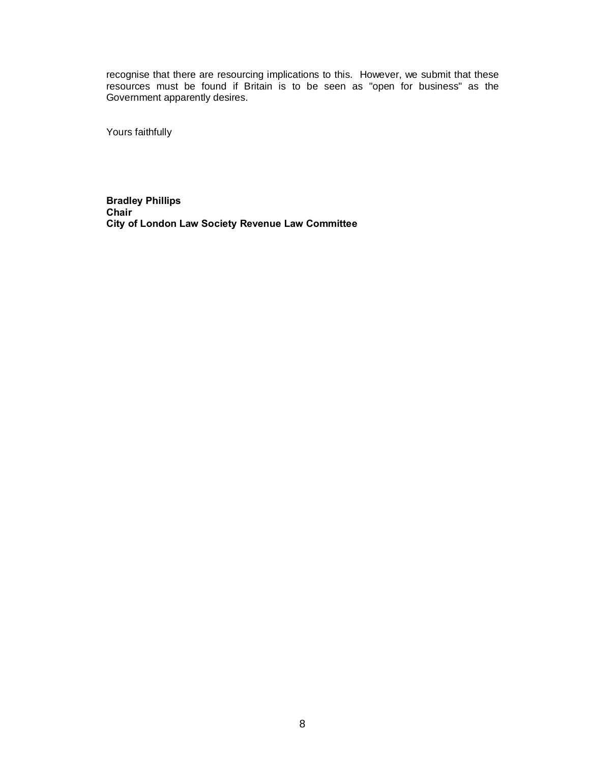recognise that there are resourcing implications to this. However, we submit that these resources must be found if Britain is to be seen as "open for business" as the Government apparently desires.

Yours faithfully

**Bradley Phillips**
**Chair**
**City of London Law Society Revenue Law Committee**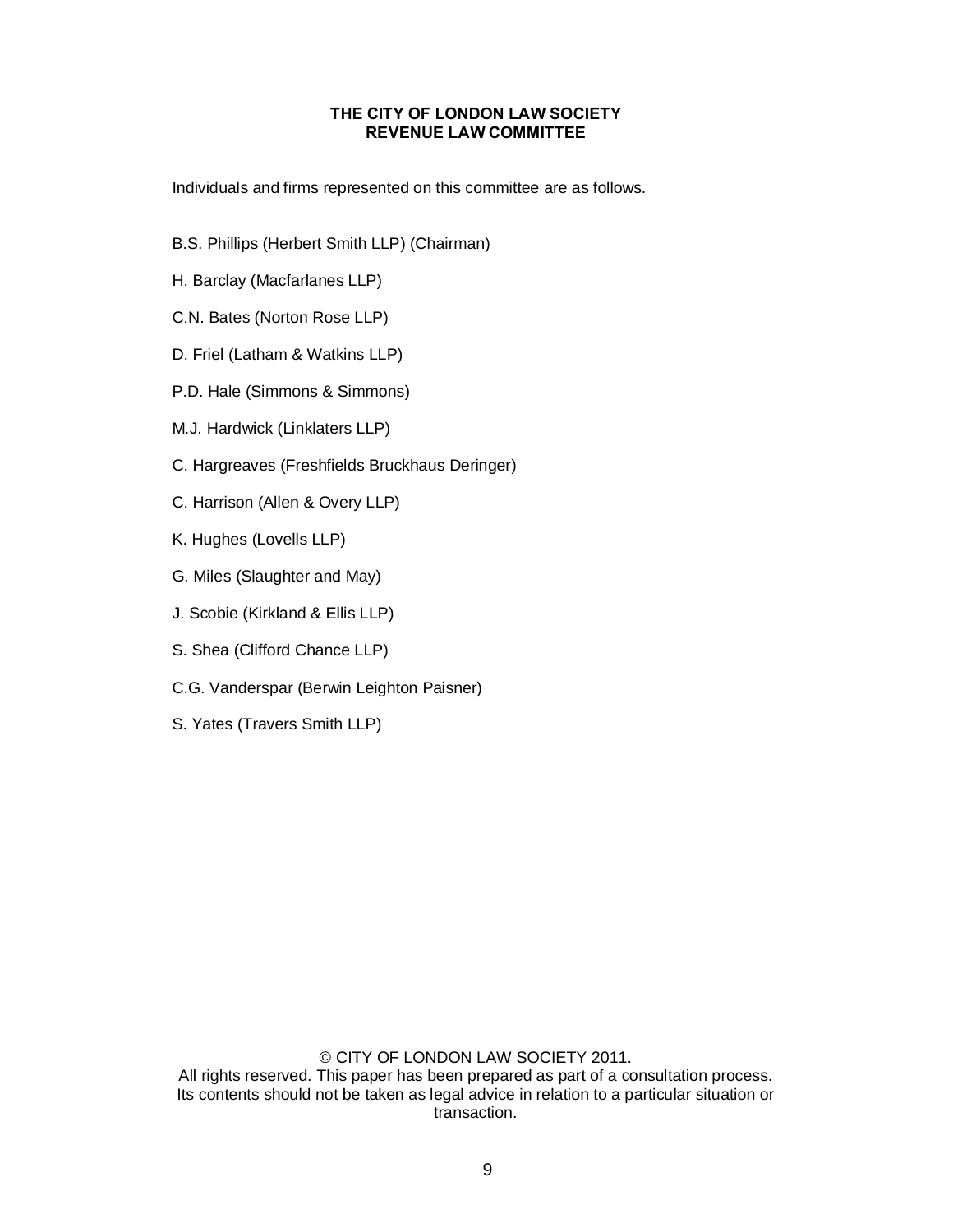**THE CITY OF LONDON LAW SOCIETY**
**REVENUE LAW COMMITTEE**

Individuals and firms represented on this committee are as follows.

B.S. Phillips (Herbert Smith LLP) (Chairman)

H. Barclay (Macfarlanes LLP)

C.N. Bates (Norton Rose LLP)

D. Friel (Latham & Watkins LLP)

P.D. Hale (Simmons & Simmons)

M.J. Hardwick (Linklaters LLP)

C. Hargreaves (Freshfields Bruckhaus Deringer)

C. Harrison (Allen & Overy LLP)

K. Hughes (Lovells LLP)

G. Miles (Slaughter and May)

J. Scobie (Kirkland & Ellis LLP)

S. Shea (Clifford Chance LLP)

C.G. Vanderspar (Berwin Leighton Paisner)

S. Yates (Travers Smith LLP)

© CITY OF LONDON LAW SOCIETY 2011.
All rights reserved. This paper has been prepared as part of a consultation process. Its contents should not be taken as legal advice in relation to a particular situation or transaction.